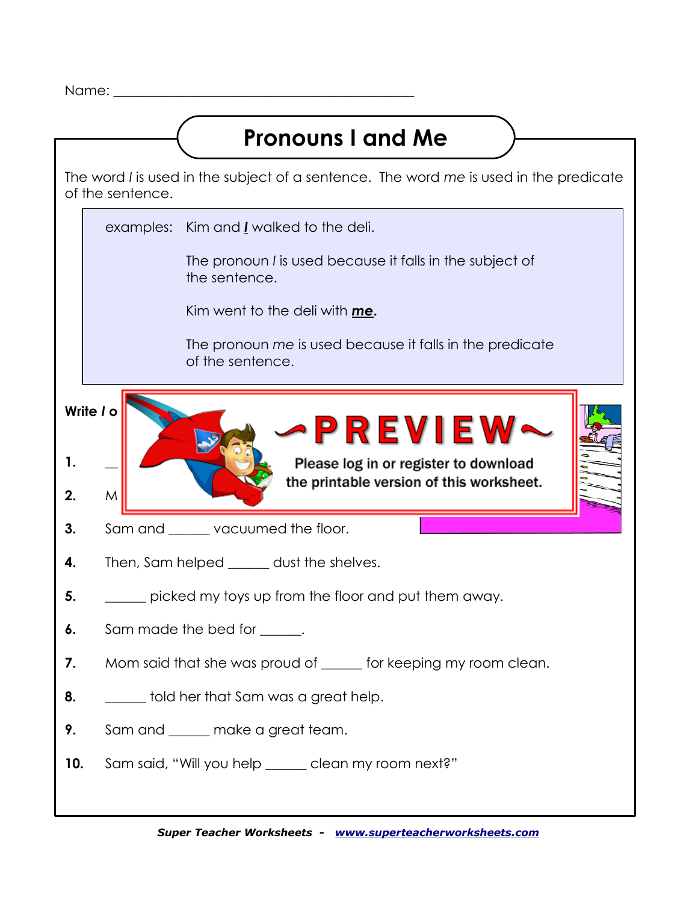Name: ___________________________________________

# Pronouns I and Me

The word *I* is used in the subject of a sentence. The word *me* is used in the predicate of the sentence.

examples: Kim and ***I*** walked to the deli.

The pronoun *I* is used because it falls in the subject of the sentence.

Kim went to the deli with ***me***.

The pronoun *me* is used because it falls in the predicate of the sentence.

**Write *I* o**

**~PREVIEW~**

Please log in or register to download the printable version of this worksheet.

**1.** __

**2.** M

**3.** Sam and ______ vacuumed the floor.

**4.** Then, Sam helped ______ dust the shelves.

**5.** ______ picked my toys up from the floor and put them away.

**6.** Sam made the bed for ______.

**7.** Mom said that she was proud of ______ for keeping my room clean.

**8.** ______ told her that Sam was a great help.

**9.** Sam and ______ make a great team.

**10.** Sam said, "Will you help ______ clean my room next?"

***Super Teacher Worksheets - www.superteacherworksheets.com***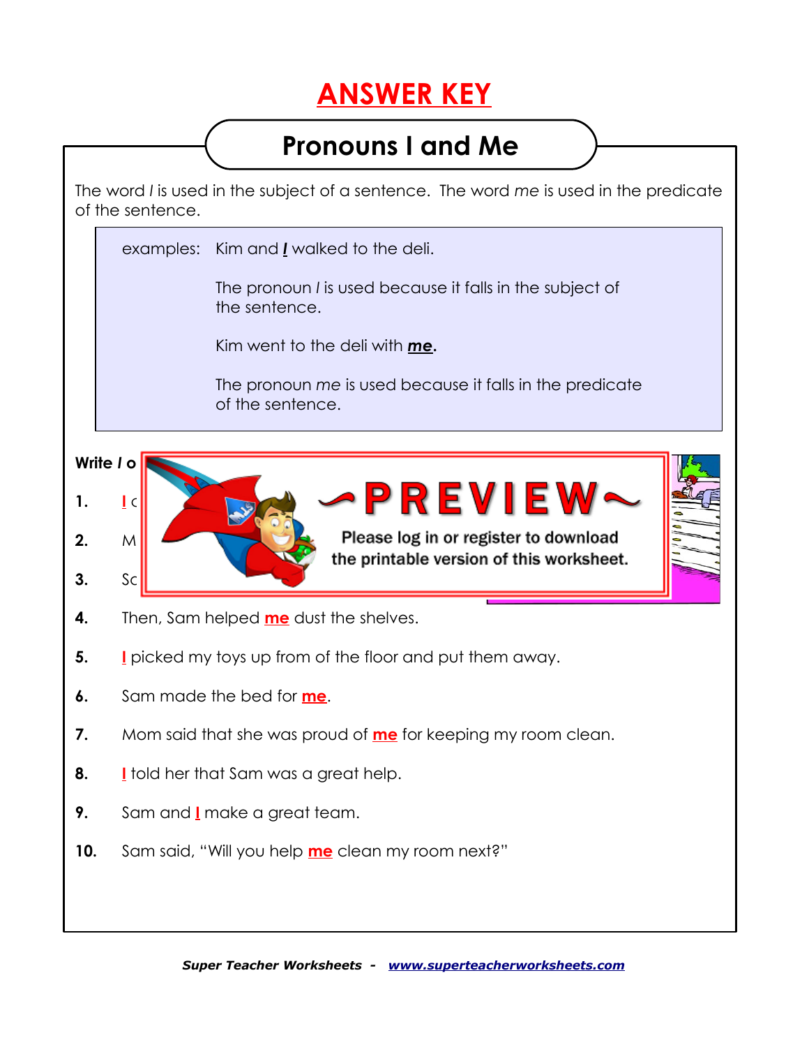# ANSWER KEY

## Pronouns I and Me

The word *I* is used in the subject of a sentence. The word *me* is used in the predicate of the sentence.

examples: Kim and ***I*** walked to the deli.

The pronoun *I* is used because it falls in the subject of the sentence.

Kim went to the deli with ***me***.

The pronoun *me* is used because it falls in the predicate of the sentence.

**Write *I* o**

1. **I** c
2. M
3. Sc
4. Then, Sam helped **me** dust the shelves.
5. **I** picked my toys up from of the floor and put them away.
6. Sam made the bed for **me**.
7. Mom said that she was proud of **me** for keeping my room clean.
8. **I** told her that Sam was a great help.
9. Sam and **I** make a great team.
10. Sam said, "Will you help **me** clean my room next?"

~PREVIEW~

Please log in or register to download the printable version of this worksheet.